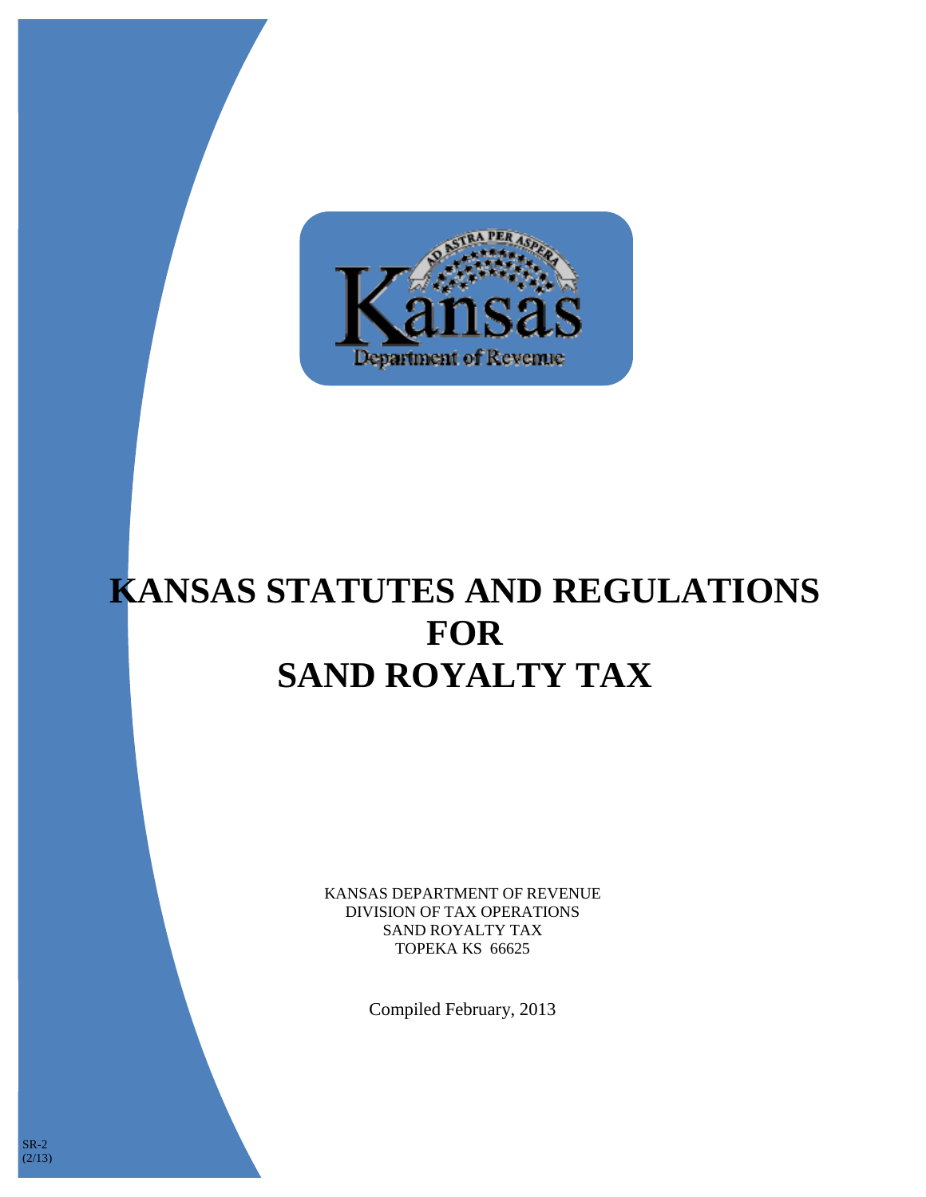# KANSAS STATUTES AND REGULATIONS FOR SAND ROYALTY TAX

KANSAS DEPARTMENT OF REVENUE
DIVISION OF TAX OPERATIONS
SAND ROYALTY TAX
TOPEKA KS 66625

Compiled February, 2013

SR-2
(2/13)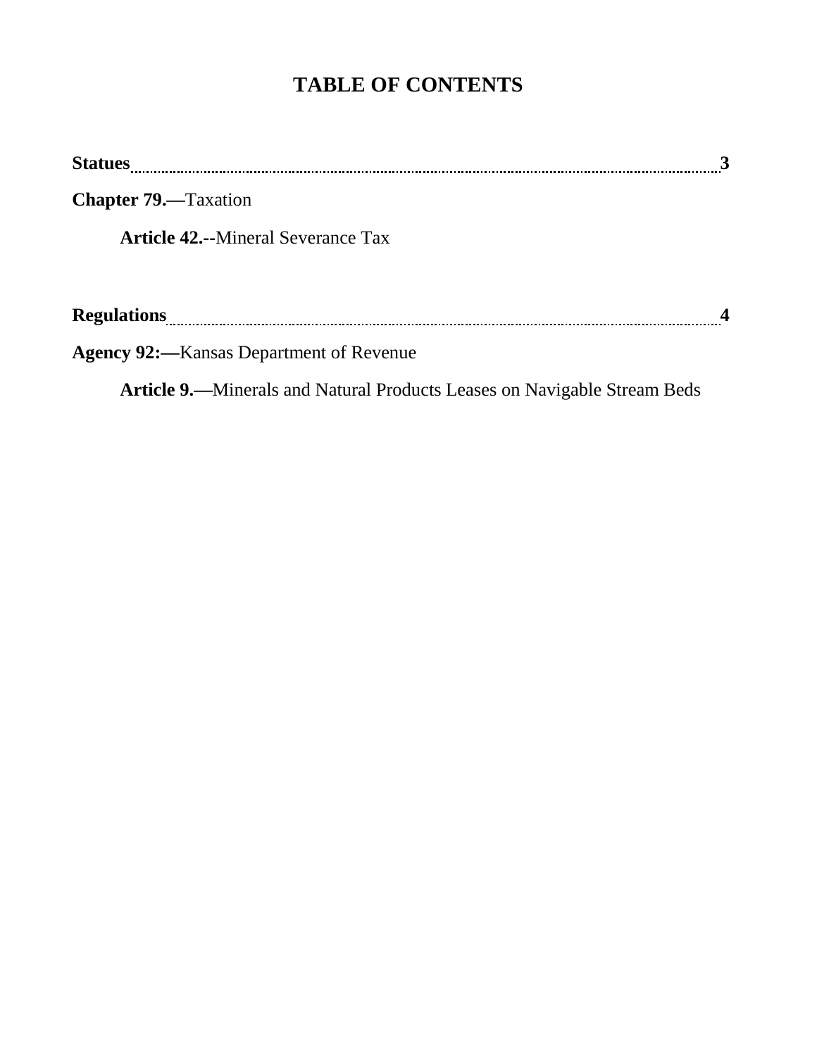# TABLE OF CONTENTS

**Statues** ........................................................................................................ **3**

**Chapter 79.—**Taxation

**Article 42.--**Mineral Severance Tax

**Regulations** .................................................................................................. **4**

**Agency 92:—**Kansas Department of Revenue

**Article 9.—**Minerals and Natural Products Leases on Navigable Stream Beds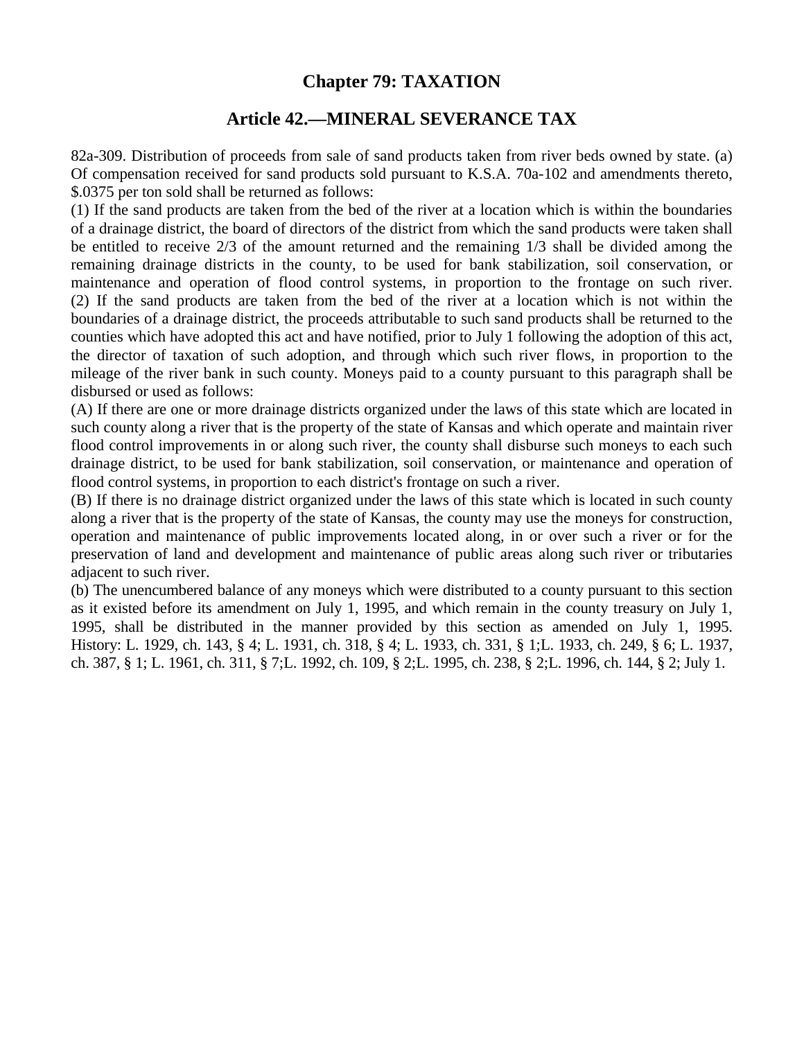## Chapter 79: TAXATION

## Article 42.—MINERAL SEVERANCE TAX

82a-309. Distribution of proceeds from sale of sand products taken from river beds owned by state. (a) Of compensation received for sand products sold pursuant to K.S.A. 70a-102 and amendments thereto, $.0375 per ton sold shall be returned as follows:

(1) If the sand products are taken from the bed of the river at a location which is within the boundaries of a drainage district, the board of directors of the district from which the sand products were taken shall be entitled to receive 2/3 of the amount returned and the remaining 1/3 shall be divided among the remaining drainage districts in the county, to be used for bank stabilization, soil conservation, or maintenance and operation of flood control systems, in proportion to the frontage on such river.

(2) If the sand products are taken from the bed of the river at a location which is not within the boundaries of a drainage district, the proceeds attributable to such sand products shall be returned to the counties which have adopted this act and have notified, prior to July 1 following the adoption of this act, the director of taxation of such adoption, and through which such river flows, in proportion to the mileage of the river bank in such county. Moneys paid to a county pursuant to this paragraph shall be disbursed or used as follows:

(A) If there are one or more drainage districts organized under the laws of this state which are located in such county along a river that is the property of the state of Kansas and which operate and maintain river flood control improvements in or along such river, the county shall disburse such moneys to each such drainage district, to be used for bank stabilization, soil conservation, or maintenance and operation of flood control systems, in proportion to each district's frontage on such a river.

(B) If there is no drainage district organized under the laws of this state which is located in such county along a river that is the property of the state of Kansas, the county may use the moneys for construction, operation and maintenance of public improvements located along, in or over such a river or for the preservation of land and development and maintenance of public areas along such river or tributaries adjacent to such river.

(b) The unencumbered balance of any moneys which were distributed to a county pursuant to this section as it existed before its amendment on July 1, 1995, and which remain in the county treasury on July 1, 1995, shall be distributed in the manner provided by this section as amended on July 1, 1995.

History: L. 1929, ch. 143, § 4; L. 1931, ch. 318, § 4; L. 1933, ch. 331, § 1;L. 1933, ch. 249, § 6; L. 1937, ch. 387, § 1; L. 1961, ch. 311, § 7;L. 1992, ch. 109, § 2;L. 1995, ch. 238, § 2;L. 1996, ch. 144, § 2; July 1.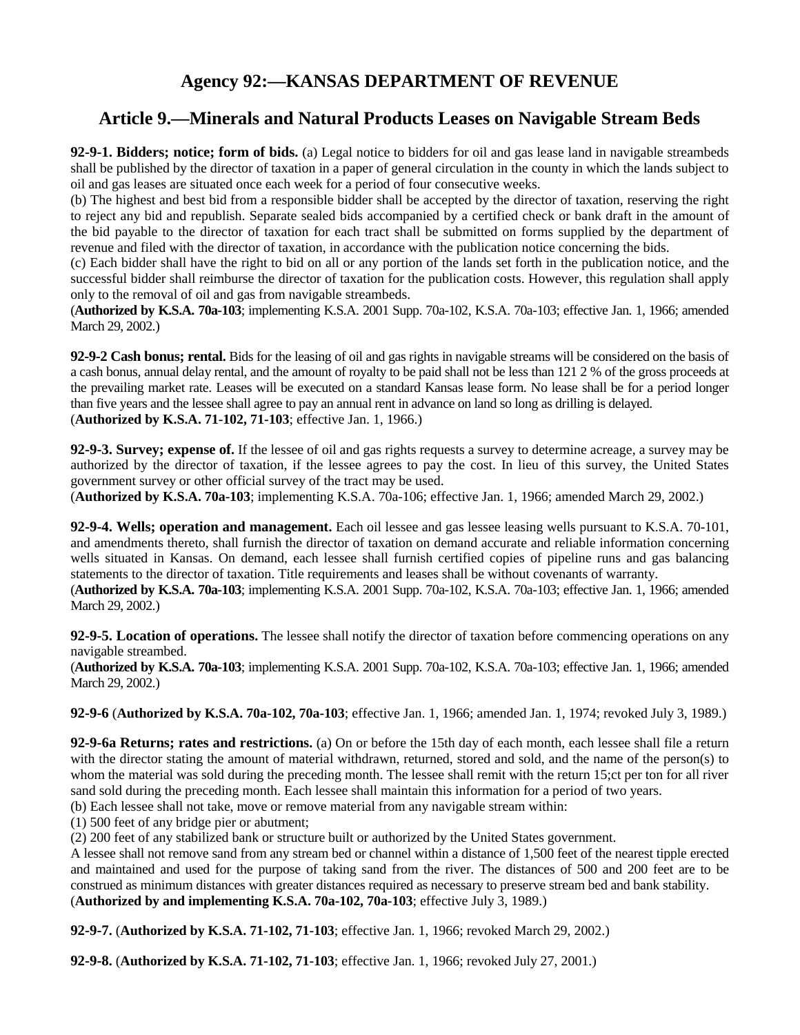# Agency 92:—KANSAS DEPARTMENT OF REVENUE

## Article 9.—Minerals and Natural Products Leases on Navigable Stream Beds

**92-9-1. Bidders; notice; form of bids.** (a) Legal notice to bidders for oil and gas lease land in navigable streambeds shall be published by the director of taxation in a paper of general circulation in the county in which the lands subject to oil and gas leases are situated once each week for a period of four consecutive weeks.

(b) The highest and best bid from a responsible bidder shall be accepted by the director of taxation, reserving the right to reject any bid and republish. Separate sealed bids accompanied by a certified check or bank draft in the amount of the bid payable to the director of taxation for each tract shall be submitted on forms supplied by the department of revenue and filed with the director of taxation, in accordance with the publication notice concerning the bids.

(c) Each bidder shall have the right to bid on all or any portion of the lands set forth in the publication notice, and the successful bidder shall reimburse the director of taxation for the publication costs. However, this regulation shall apply only to the removal of oil and gas from navigable streambeds.

(**Authorized by K.S.A. 70a-103**; implementing K.S.A. 2001 Supp. 70a-102, K.S.A. 70a-103; effective Jan. 1, 1966; amended March 29, 2002.)

**92-9-2 Cash bonus; rental.** Bids for the leasing of oil and gas rights in navigable streams will be considered on the basis of a cash bonus, annual delay rental, and the amount of royalty to be paid shall not be less than 121 2 % of the gross proceeds at the prevailing market rate. Leases will be executed on a standard Kansas lease form. No lease shall be for a period longer than five years and the lessee shall agree to pay an annual rent in advance on land so long as drilling is delayed.

(**Authorized by K.S.A. 71-102, 71-103**; effective Jan. 1, 1966.)

**92-9-3. Survey; expense of.** If the lessee of oil and gas rights requests a survey to determine acreage, a survey may be authorized by the director of taxation, if the lessee agrees to pay the cost. In lieu of this survey, the United States government survey or other official survey of the tract may be used.

(**Authorized by K.S.A. 70a-103**; implementing K.S.A. 70a-106; effective Jan. 1, 1966; amended March 29, 2002.)

**92-9-4. Wells; operation and management.** Each oil lessee and gas lessee leasing wells pursuant to K.S.A. 70-101, and amendments thereto, shall furnish the director of taxation on demand accurate and reliable information concerning wells situated in Kansas. On demand, each lessee shall furnish certified copies of pipeline runs and gas balancing statements to the director of taxation. Title requirements and leases shall be without covenants of warranty.

(**Authorized by K.S.A. 70a-103**; implementing K.S.A. 2001 Supp. 70a-102, K.S.A. 70a-103; effective Jan. 1, 1966; amended March 29, 2002.)

**92-9-5. Location of operations.** The lessee shall notify the director of taxation before commencing operations on any navigable streambed.

(**Authorized by K.S.A. 70a-103**; implementing K.S.A. 2001 Supp. 70a-102, K.S.A. 70a-103; effective Jan. 1, 1966; amended March 29, 2002.)

**92-9-6** (**Authorized by K.S.A. 70a-102, 70a-103**; effective Jan. 1, 1966; amended Jan. 1, 1974; revoked July 3, 1989.)

**92-9-6a Returns; rates and restrictions.** (a) On or before the 15th day of each month, each lessee shall file a return with the director stating the amount of material withdrawn, returned, stored and sold, and the name of the person(s) to whom the material was sold during the preceding month. The lessee shall remit with the return 15;ct per ton for all river sand sold during the preceding month. Each lessee shall maintain this information for a period of two years.

(b) Each lessee shall not take, move or remove material from any navigable stream within:

(1) 500 feet of any bridge pier or abutment;

(2) 200 feet of any stabilized bank or structure built or authorized by the United States government.

A lessee shall not remove sand from any stream bed or channel within a distance of 1,500 feet of the nearest tipple erected and maintained and used for the purpose of taking sand from the river. The distances of 500 and 200 feet are to be construed as minimum distances with greater distances required as necessary to preserve stream bed and bank stability.

(**Authorized by and implementing K.S.A. 70a-102, 70a-103**; effective July 3, 1989.)

**92-9-7.** (**Authorized by K.S.A. 71-102, 71-103**; effective Jan. 1, 1966; revoked March 29, 2002.)

**92-9-8.** (**Authorized by K.S.A. 71-102, 71-103**; effective Jan. 1, 1966; revoked July 27, 2001.)